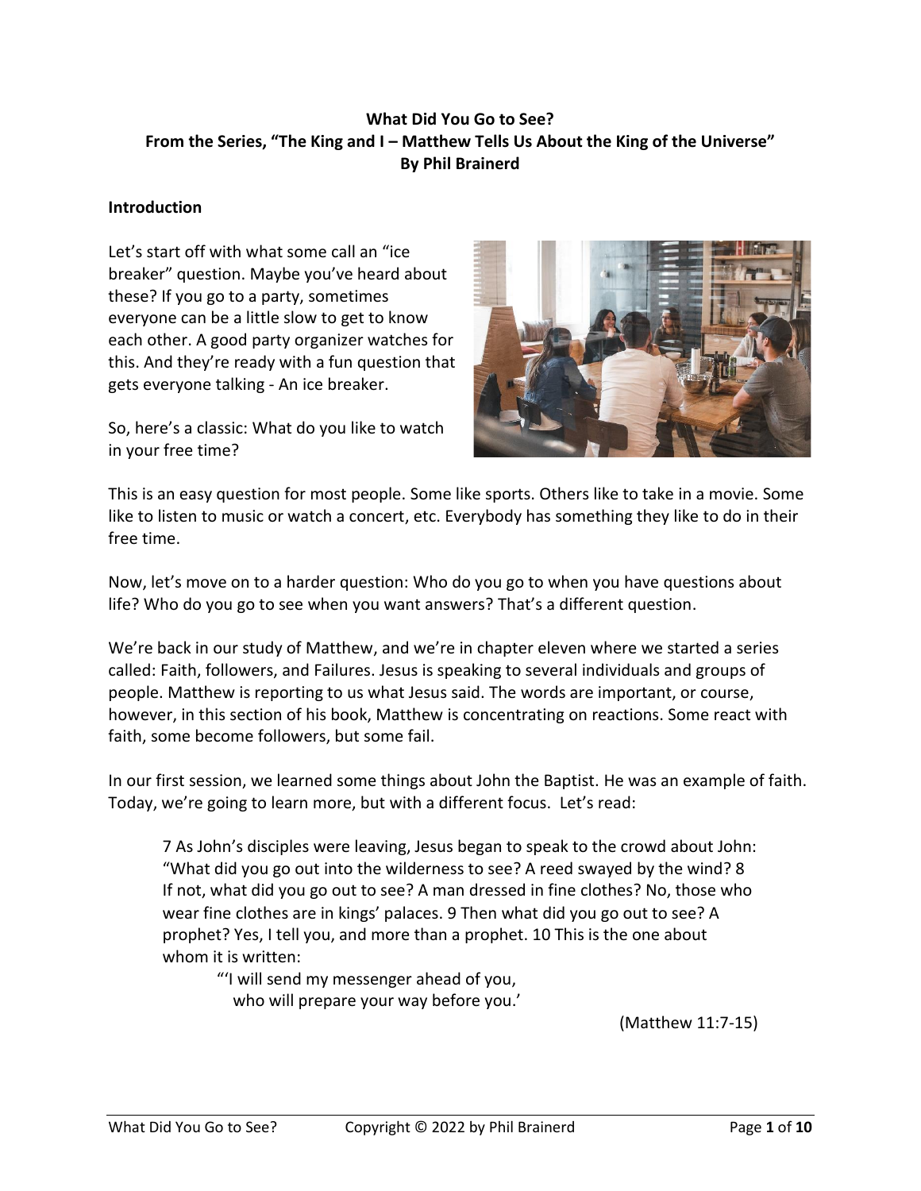**What Did You Go to See?**
**From the Series, "The King and I – Matthew Tells Us About the King of the Universe"**
**By Phil Brainerd**

**Introduction**

Let's start off with what some call an "ice breaker" question. Maybe you've heard about these? If you go to a party, sometimes everyone can be a little slow to get to know each other. A good party organizer watches for this. And they're ready with a fun question that gets everyone talking - An ice breaker.

So, here's a classic: What do you like to watch in your free time?

This is an easy question for most people. Some like sports. Others like to take in a movie. Some like to listen to music or watch a concert, etc. Everybody has something they like to do in their free time.

Now, let's move on to a harder question: Who do you go to when you have questions about life? Who do you go to see when you want answers? That's a different question.

We're back in our study of Matthew, and we're in chapter eleven where we started a series called: Faith, followers, and Failures. Jesus is speaking to several individuals and groups of people. Matthew is reporting to us what Jesus said. The words are important, or course, however, in this section of his book, Matthew is concentrating on reactions. Some react with faith, some become followers, but some fail.

In our first session, we learned some things about John the Baptist. He was an example of faith. Today, we're going to learn more, but with a different focus. Let's read:

> 7 As John's disciples were leaving, Jesus began to speak to the crowd about John: "What did you go out into the wilderness to see? A reed swayed by the wind? 8 If not, what did you go out to see? A man dressed in fine clothes? No, those who wear fine clothes are in kings' palaces. 9 Then what did you go out to see? A prophet? Yes, I tell you, and more than a prophet. 10 This is the one about whom it is written:
>
> > "'I will send my messenger ahead of you,
> > who will prepare your way before you.'
>
> (Matthew 11:7-15)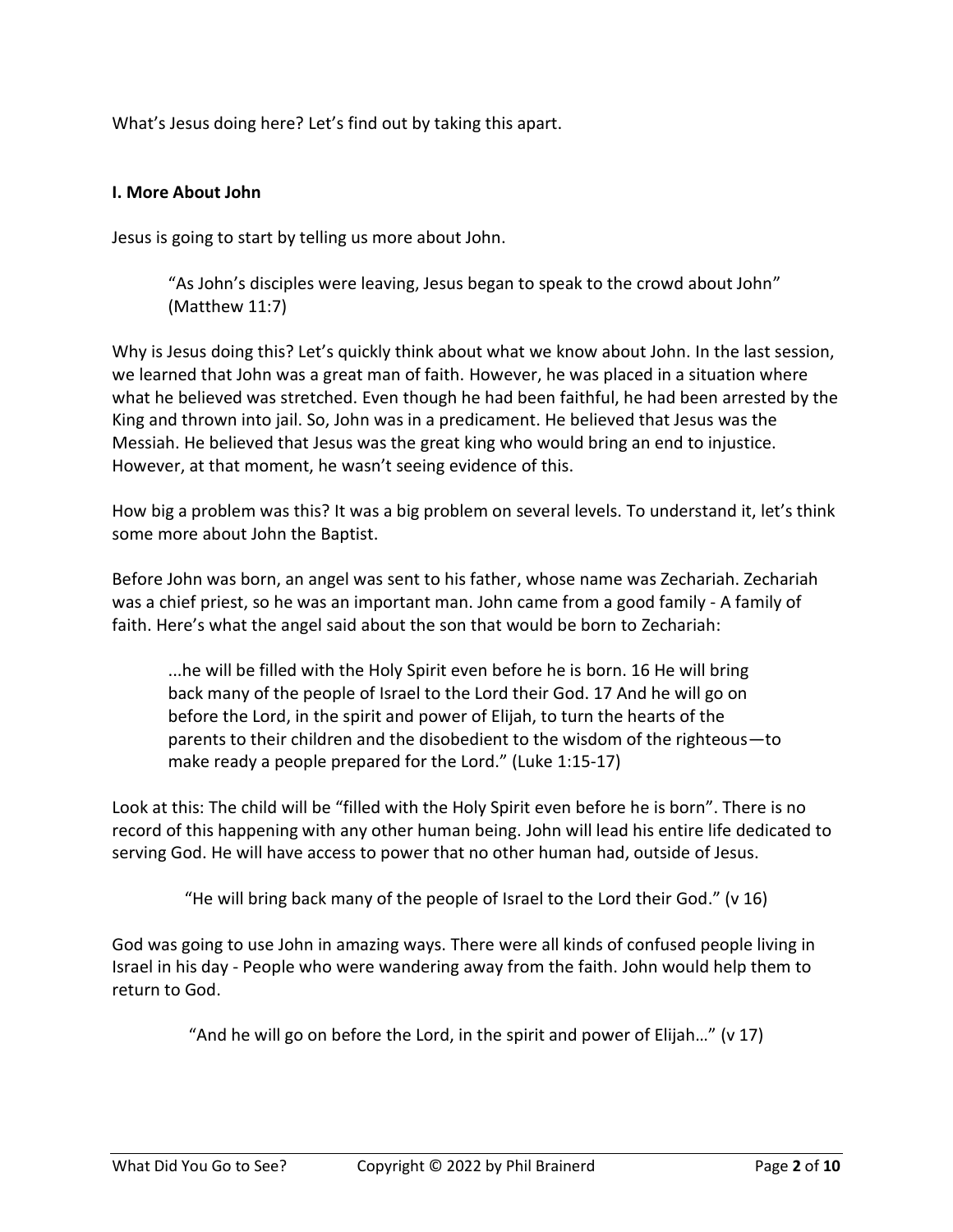What's Jesus doing here? Let's find out by taking this apart.

**I. More About John**

Jesus is going to start by telling us more about John.

> "As John's disciples were leaving, Jesus began to speak to the crowd about John" (Matthew 11:7)

Why is Jesus doing this? Let's quickly think about what we know about John. In the last session, we learned that John was a great man of faith. However, he was placed in a situation where what he believed was stretched. Even though he had been faithful, he had been arrested by the King and thrown into jail. So, John was in a predicament. He believed that Jesus was the Messiah. He believed that Jesus was the great king who would bring an end to injustice. However, at that moment, he wasn't seeing evidence of this.

How big a problem was this? It was a big problem on several levels. To understand it, let's think some more about John the Baptist.

Before John was born, an angel was sent to his father, whose name was Zechariah. Zechariah was a chief priest, so he was an important man. John came from a good family - A family of faith. Here's what the angel said about the son that would be born to Zechariah:

> ...he will be filled with the Holy Spirit even before he is born. 16 He will bring back many of the people of Israel to the Lord their God. 17 And he will go on before the Lord, in the spirit and power of Elijah, to turn the hearts of the parents to their children and the disobedient to the wisdom of the righteous—to make ready a people prepared for the Lord." (Luke 1:15-17)

Look at this: The child will be "filled with the Holy Spirit even before he is born". There is no record of this happening with any other human being. John will lead his entire life dedicated to serving God. He will have access to power that no other human had, outside of Jesus.

> "He will bring back many of the people of Israel to the Lord their God." (v 16)

God was going to use John in amazing ways. There were all kinds of confused people living in Israel in his day - People who were wandering away from the faith. John would help them to return to God.

> "And he will go on before the Lord, in the spirit and power of Elijah…" (v 17)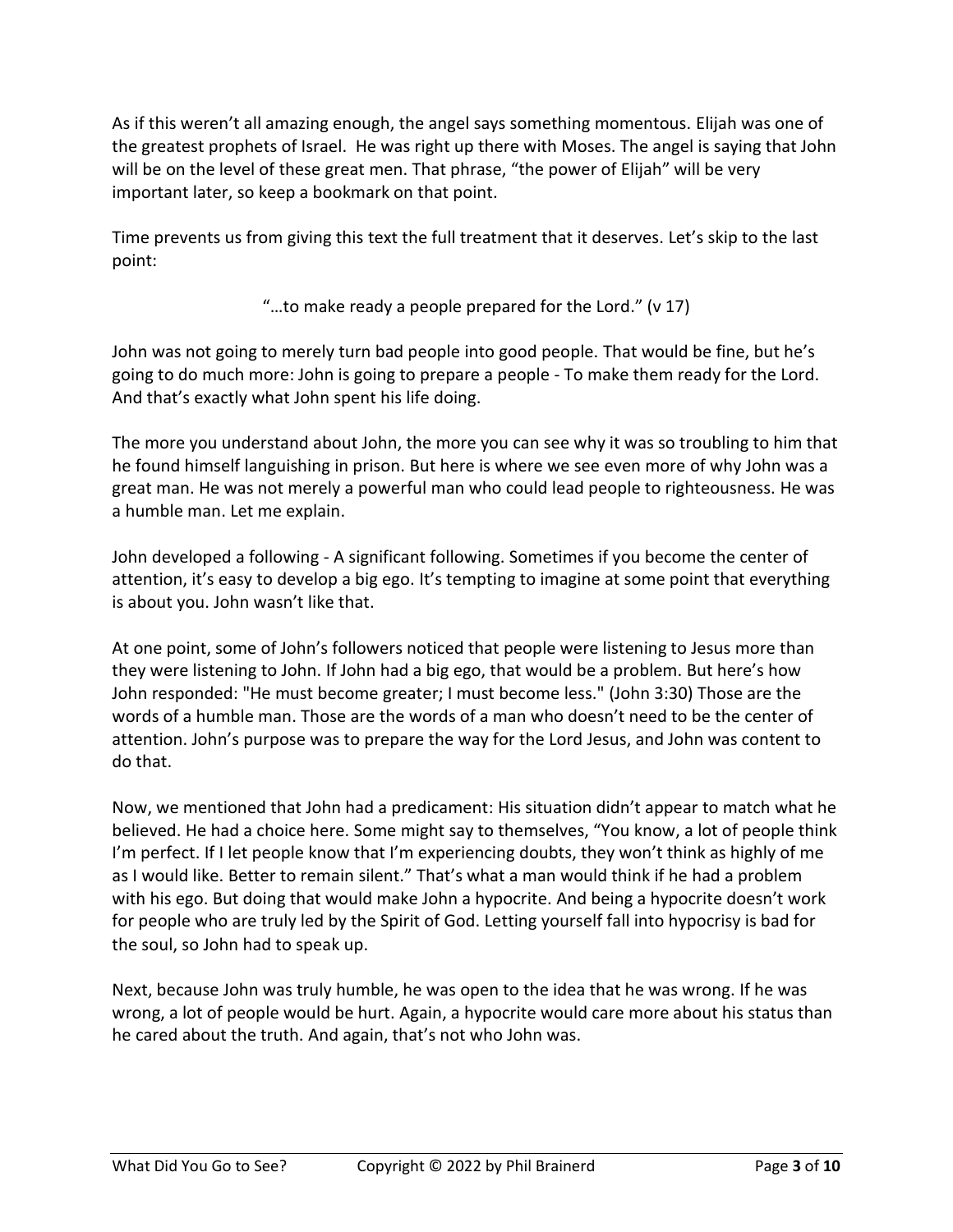As if this weren't all amazing enough, the angel says something momentous. Elijah was one of the greatest prophets of Israel. He was right up there with Moses. The angel is saying that John will be on the level of these great men. That phrase, "the power of Elijah" will be very important later, so keep a bookmark on that point.

Time prevents us from giving this text the full treatment that it deserves. Let's skip to the last point:

"…to make ready a people prepared for the Lord." (v 17)

John was not going to merely turn bad people into good people. That would be fine, but he's going to do much more: John is going to prepare a people - To make them ready for the Lord. And that's exactly what John spent his life doing.

The more you understand about John, the more you can see why it was so troubling to him that he found himself languishing in prison. But here is where we see even more of why John was a great man. He was not merely a powerful man who could lead people to righteousness. He was a humble man. Let me explain.

John developed a following - A significant following. Sometimes if you become the center of attention, it's easy to develop a big ego. It's tempting to imagine at some point that everything is about you. John wasn't like that.

At one point, some of John's followers noticed that people were listening to Jesus more than they were listening to John. If John had a big ego, that would be a problem. But here's how John responded: "He must become greater; I must become less." (John 3:30) Those are the words of a humble man. Those are the words of a man who doesn't need to be the center of attention. John's purpose was to prepare the way for the Lord Jesus, and John was content to do that.

Now, we mentioned that John had a predicament: His situation didn't appear to match what he believed. He had a choice here. Some might say to themselves, "You know, a lot of people think I'm perfect. If I let people know that I'm experiencing doubts, they won't think as highly of me as I would like. Better to remain silent." That's what a man would think if he had a problem with his ego. But doing that would make John a hypocrite. And being a hypocrite doesn't work for people who are truly led by the Spirit of God. Letting yourself fall into hypocrisy is bad for the soul, so John had to speak up.

Next, because John was truly humble, he was open to the idea that he was wrong. If he was wrong, a lot of people would be hurt. Again, a hypocrite would care more about his status than he cared about the truth. And again, that's not who John was.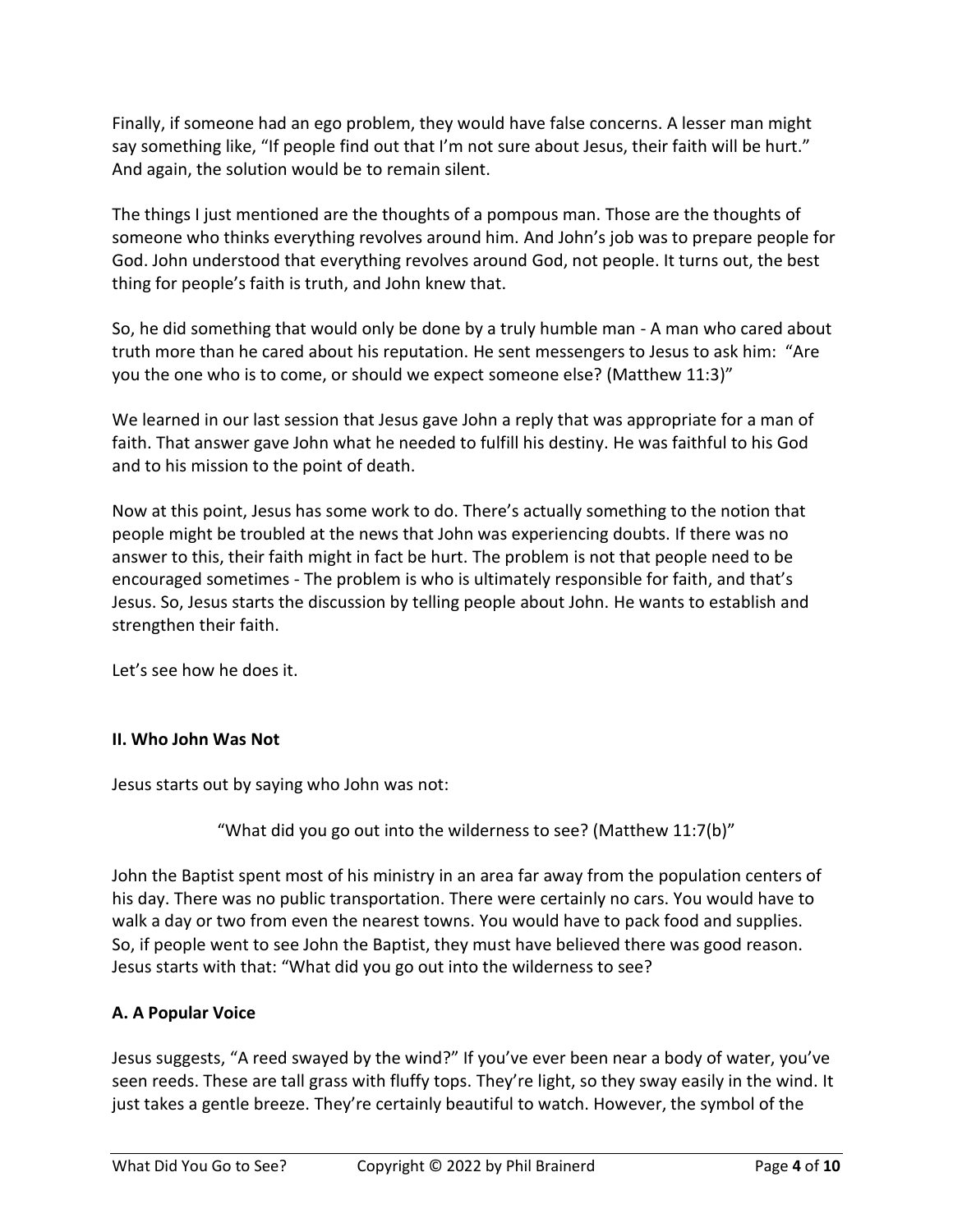Finally, if someone had an ego problem, they would have false concerns. A lesser man might say something like, "If people find out that I'm not sure about Jesus, their faith will be hurt." And again, the solution would be to remain silent.

The things I just mentioned are the thoughts of a pompous man. Those are the thoughts of someone who thinks everything revolves around him. And John's job was to prepare people for God. John understood that everything revolves around God, not people. It turns out, the best thing for people's faith is truth, and John knew that.

So, he did something that would only be done by a truly humble man - A man who cared about truth more than he cared about his reputation. He sent messengers to Jesus to ask him: "Are you the one who is to come, or should we expect someone else? (Matthew 11:3)"

We learned in our last session that Jesus gave John a reply that was appropriate for a man of faith. That answer gave John what he needed to fulfill his destiny. He was faithful to his God and to his mission to the point of death.

Now at this point, Jesus has some work to do. There's actually something to the notion that people might be troubled at the news that John was experiencing doubts. If there was no answer to this, their faith might in fact be hurt. The problem is not that people need to be encouraged sometimes - The problem is who is ultimately responsible for faith, and that's Jesus. So, Jesus starts the discussion by telling people about John. He wants to establish and strengthen their faith.

Let's see how he does it.

## II. Who John Was Not

Jesus starts out by saying who John was not:

"What did you go out into the wilderness to see? (Matthew 11:7(b)"

John the Baptist spent most of his ministry in an area far away from the population centers of his day. There was no public transportation. There were certainly no cars. You would have to walk a day or two from even the nearest towns. You would have to pack food and supplies. So, if people went to see John the Baptist, they must have believed there was good reason. Jesus starts with that: "What did you go out into the wilderness to see?

### A. A Popular Voice

Jesus suggests, "A reed swayed by the wind?" If you've ever been near a body of water, you've seen reeds. These are tall grass with fluffy tops. They're light, so they sway easily in the wind. It just takes a gentle breeze. They're certainly beautiful to watch. However, the symbol of the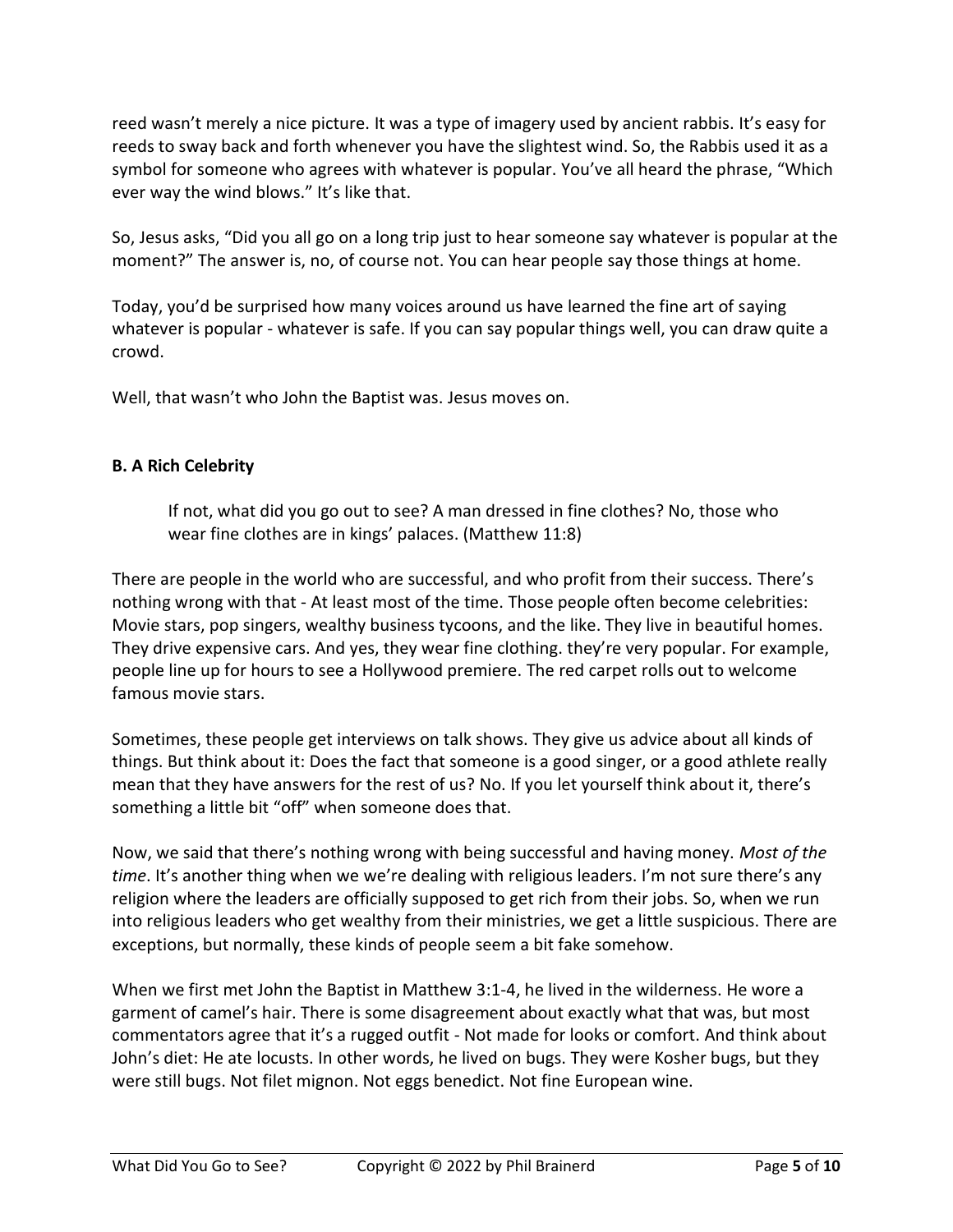reed wasn't merely a nice picture. It was a type of imagery used by ancient rabbis. It's easy for reeds to sway back and forth whenever you have the slightest wind. So, the Rabbis used it as a symbol for someone who agrees with whatever is popular. You've all heard the phrase, "Which ever way the wind blows." It's like that.

So, Jesus asks, "Did you all go on a long trip just to hear someone say whatever is popular at the moment?" The answer is, no, of course not. You can hear people say those things at home.

Today, you'd be surprised how many voices around us have learned the fine art of saying whatever is popular - whatever is safe. If you can say popular things well, you can draw quite a crowd.

Well, that wasn't who John the Baptist was. Jesus moves on.

### B. A Rich Celebrity

> If not, what did you go out to see? A man dressed in fine clothes? No, those who wear fine clothes are in kings' palaces. (Matthew 11:8)

There are people in the world who are successful, and who profit from their success. There's nothing wrong with that - At least most of the time. Those people often become celebrities: Movie stars, pop singers, wealthy business tycoons, and the like. They live in beautiful homes. They drive expensive cars. And yes, they wear fine clothing. they're very popular. For example, people line up for hours to see a Hollywood premiere. The red carpet rolls out to welcome famous movie stars.

Sometimes, these people get interviews on talk shows. They give us advice about all kinds of things. But think about it: Does the fact that someone is a good singer, or a good athlete really mean that they have answers for the rest of us? No. If you let yourself think about it, there's something a little bit "off" when someone does that.

Now, we said that there's nothing wrong with being successful and having money. *Most of the time*. It's another thing when we we're dealing with religious leaders. I'm not sure there's any religion where the leaders are officially supposed to get rich from their jobs. So, when we run into religious leaders who get wealthy from their ministries, we get a little suspicious. There are exceptions, but normally, these kinds of people seem a bit fake somehow.

When we first met John the Baptist in Matthew 3:1-4, he lived in the wilderness. He wore a garment of camel's hair. There is some disagreement about exactly what that was, but most commentators agree that it's a rugged outfit - Not made for looks or comfort. And think about John's diet: He ate locusts. In other words, he lived on bugs. They were Kosher bugs, but they were still bugs. Not filet mignon. Not eggs benedict. Not fine European wine.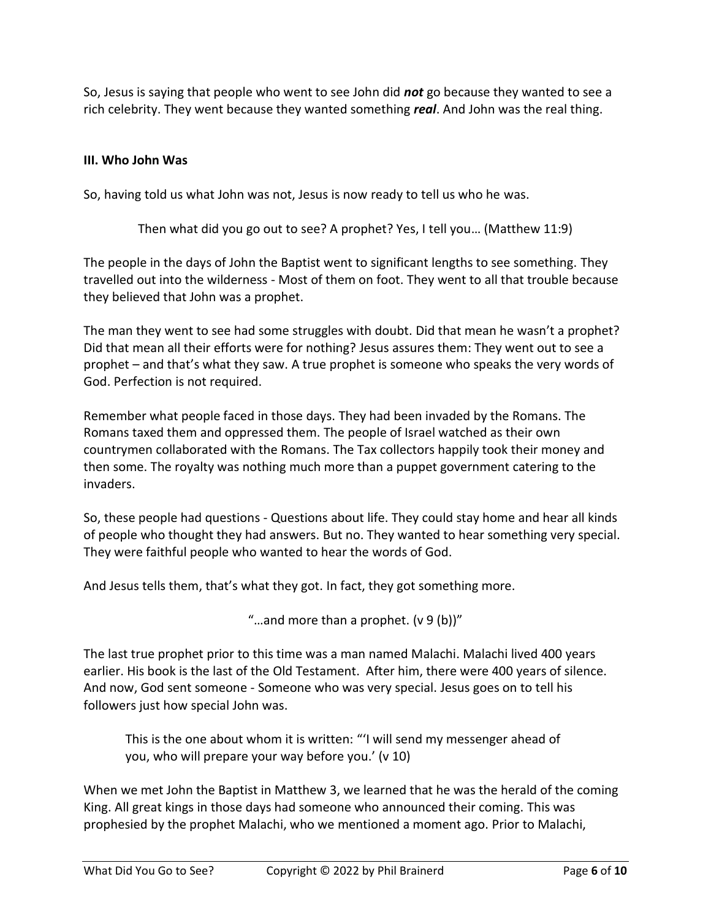So, Jesus is saying that people who went to see John did ***not*** go because they wanted to see a rich celebrity. They went because they wanted something ***real***. And John was the real thing.

**III. Who John Was**

So, having told us what John was not, Jesus is now ready to tell us who he was.

> Then what did you go out to see? A prophet? Yes, I tell you… (Matthew 11:9)

The people in the days of John the Baptist went to significant lengths to see something. They travelled out into the wilderness - Most of them on foot. They went to all that trouble because they believed that John was a prophet.

The man they went to see had some struggles with doubt. Did that mean he wasn't a prophet? Did that mean all their efforts were for nothing? Jesus assures them: They went out to see a prophet – and that's what they saw. A true prophet is someone who speaks the very words of God. Perfection is not required.

Remember what people faced in those days. They had been invaded by the Romans. The Romans taxed them and oppressed them. The people of Israel watched as their own countrymen collaborated with the Romans. The Tax collectors happily took their money and then some. The royalty was nothing much more than a puppet government catering to the invaders.

So, these people had questions - Questions about life. They could stay home and hear all kinds of people who thought they had answers. But no. They wanted to hear something very special. They were faithful people who wanted to hear the words of God.

And Jesus tells them, that's what they got. In fact, they got something more.

> "…and more than a prophet. (v 9 (b))"

The last true prophet prior to this time was a man named Malachi. Malachi lived 400 years earlier. His book is the last of the Old Testament. After him, there were 400 years of silence. And now, God sent someone - Someone who was very special. Jesus goes on to tell his followers just how special John was.

> This is the one about whom it is written: "'I will send my messenger ahead of you, who will prepare your way before you.' (v 10)

When we met John the Baptist in Matthew 3, we learned that he was the herald of the coming King. All great kings in those days had someone who announced their coming. This was prophesied by the prophet Malachi, who we mentioned a moment ago. Prior to Malachi,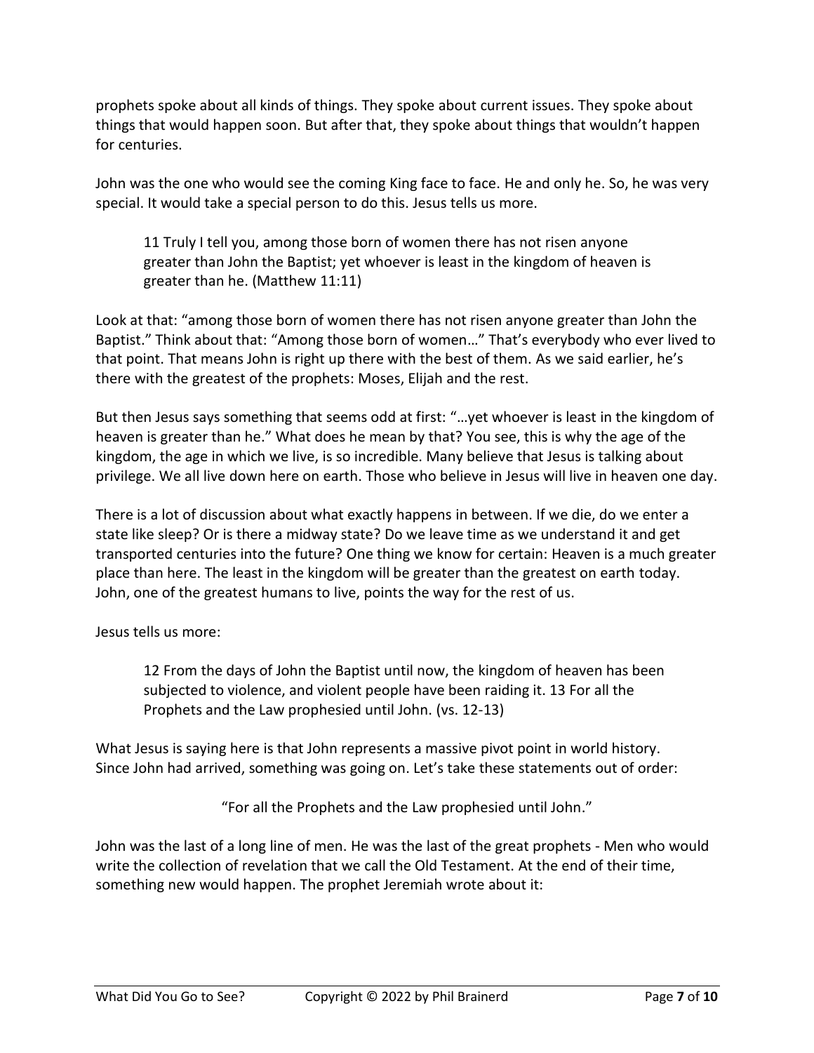prophets spoke about all kinds of things. They spoke about current issues. They spoke about things that would happen soon. But after that, they spoke about things that wouldn't happen for centuries.

John was the one who would see the coming King face to face. He and only he. So, he was very special. It would take a special person to do this. Jesus tells us more.

> 11 Truly I tell you, among those born of women there has not risen anyone greater than John the Baptist; yet whoever is least in the kingdom of heaven is greater than he. (Matthew 11:11)

Look at that: "among those born of women there has not risen anyone greater than John the Baptist." Think about that: "Among those born of women…" That's everybody who ever lived to that point. That means John is right up there with the best of them. As we said earlier, he's there with the greatest of the prophets: Moses, Elijah and the rest.

But then Jesus says something that seems odd at first: "…yet whoever is least in the kingdom of heaven is greater than he." What does he mean by that? You see, this is why the age of the kingdom, the age in which we live, is so incredible. Many believe that Jesus is talking about privilege. We all live down here on earth. Those who believe in Jesus will live in heaven one day.

There is a lot of discussion about what exactly happens in between. If we die, do we enter a state like sleep? Or is there a midway state? Do we leave time as we understand it and get transported centuries into the future? One thing we know for certain: Heaven is a much greater place than here. The least in the kingdom will be greater than the greatest on earth today. John, one of the greatest humans to live, points the way for the rest of us.

Jesus tells us more:

> 12 From the days of John the Baptist until now, the kingdom of heaven has been subjected to violence, and violent people have been raiding it. 13 For all the Prophets and the Law prophesied until John. (vs. 12-13)

What Jesus is saying here is that John represents a massive pivot point in world history. Since John had arrived, something was going on. Let's take these statements out of order:

"For all the Prophets and the Law prophesied until John."

John was the last of a long line of men. He was the last of the great prophets - Men who would write the collection of revelation that we call the Old Testament. At the end of their time, something new would happen. The prophet Jeremiah wrote about it: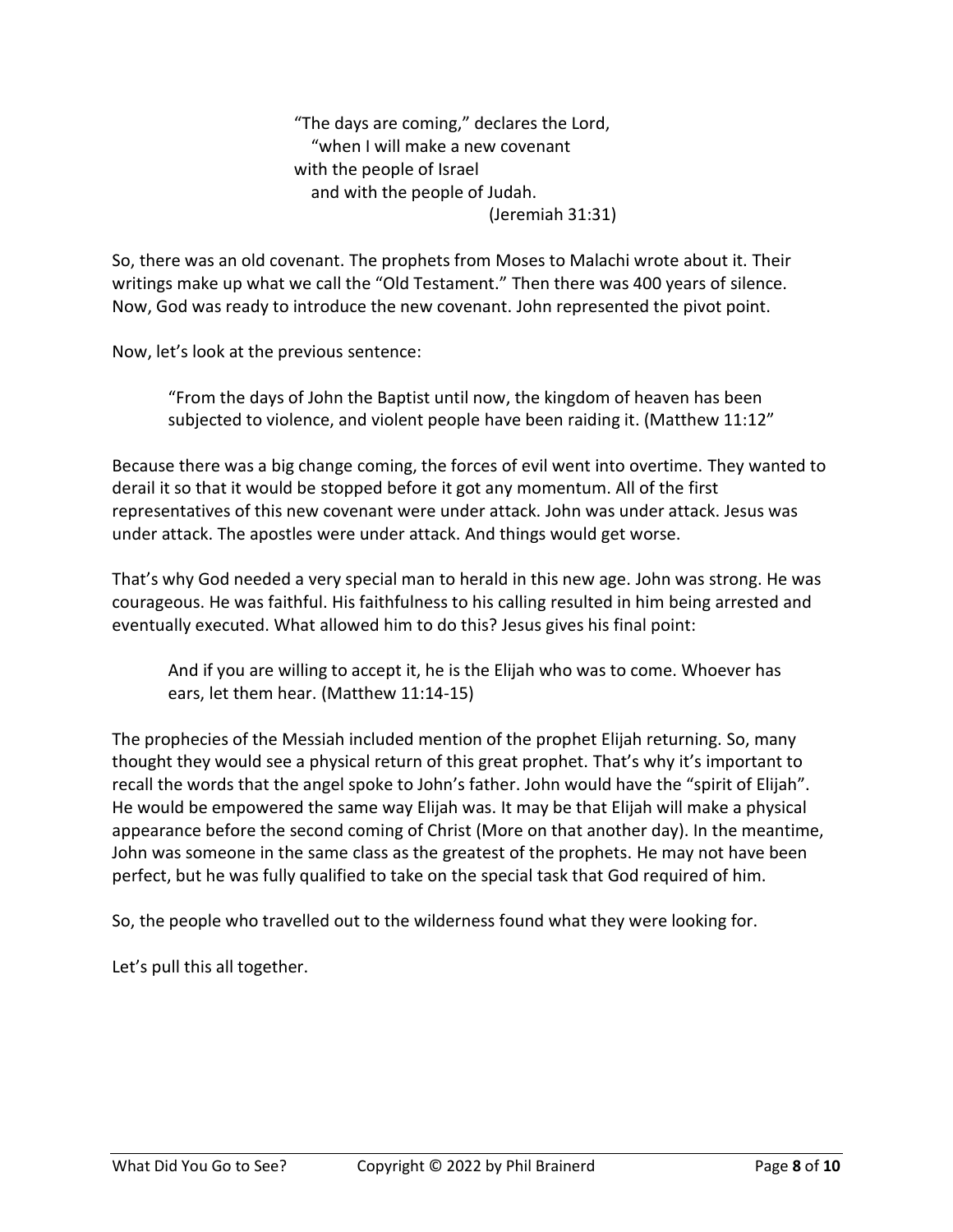> "The days are coming," declares the Lord,
> "when I will make a new covenant
> with the people of Israel
> and with the people of Judah.
> (Jeremiah 31:31)

So, there was an old covenant. The prophets from Moses to Malachi wrote about it. Their writings make up what we call the "Old Testament." Then there was 400 years of silence. Now, God was ready to introduce the new covenant. John represented the pivot point.

Now, let's look at the previous sentence:

> "From the days of John the Baptist until now, the kingdom of heaven has been subjected to violence, and violent people have been raiding it. (Matthew 11:12"

Because there was a big change coming, the forces of evil went into overtime. They wanted to derail it so that it would be stopped before it got any momentum. All of the first representatives of this new covenant were under attack. John was under attack. Jesus was under attack. The apostles were under attack. And things would get worse.

That's why God needed a very special man to herald in this new age. John was strong. He was courageous. He was faithful. His faithfulness to his calling resulted in him being arrested and eventually executed. What allowed him to do this? Jesus gives his final point:

> And if you are willing to accept it, he is the Elijah who was to come. Whoever has ears, let them hear. (Matthew 11:14-15)

The prophecies of the Messiah included mention of the prophet Elijah returning. So, many thought they would see a physical return of this great prophet. That's why it's important to recall the words that the angel spoke to John's father. John would have the "spirit of Elijah". He would be empowered the same way Elijah was. It may be that Elijah will make a physical appearance before the second coming of Christ (More on that another day). In the meantime, John was someone in the same class as the greatest of the prophets. He may not have been perfect, but he was fully qualified to take on the special task that God required of him.

So, the people who travelled out to the wilderness found what they were looking for.

Let's pull this all together.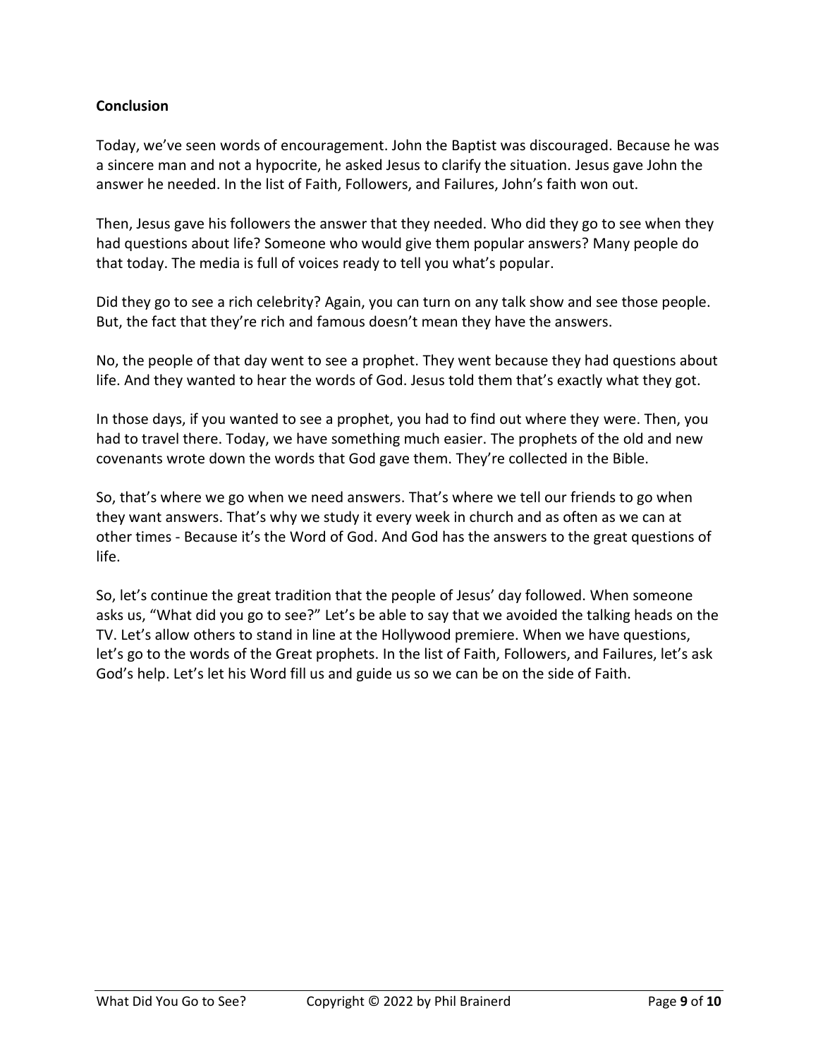**Conclusion**

Today, we've seen words of encouragement. John the Baptist was discouraged. Because he was a sincere man and not a hypocrite, he asked Jesus to clarify the situation. Jesus gave John the answer he needed. In the list of Faith, Followers, and Failures, John's faith won out.

Then, Jesus gave his followers the answer that they needed. Who did they go to see when they had questions about life? Someone who would give them popular answers? Many people do that today. The media is full of voices ready to tell you what's popular.

Did they go to see a rich celebrity? Again, you can turn on any talk show and see those people. But, the fact that they're rich and famous doesn't mean they have the answers.

No, the people of that day went to see a prophet. They went because they had questions about life. And they wanted to hear the words of God. Jesus told them that's exactly what they got.

In those days, if you wanted to see a prophet, you had to find out where they were. Then, you had to travel there. Today, we have something much easier. The prophets of the old and new covenants wrote down the words that God gave them. They're collected in the Bible.

So, that's where we go when we need answers. That's where we tell our friends to go when they want answers. That's why we study it every week in church and as often as we can at other times - Because it's the Word of God. And God has the answers to the great questions of life.

So, let's continue the great tradition that the people of Jesus' day followed. When someone asks us, "What did you go to see?" Let's be able to say that we avoided the talking heads on the TV. Let's allow others to stand in line at the Hollywood premiere. When we have questions, let's go to the words of the Great prophets. In the list of Faith, Followers, and Failures, let's ask God's help. Let's let his Word fill us and guide us so we can be on the side of Faith.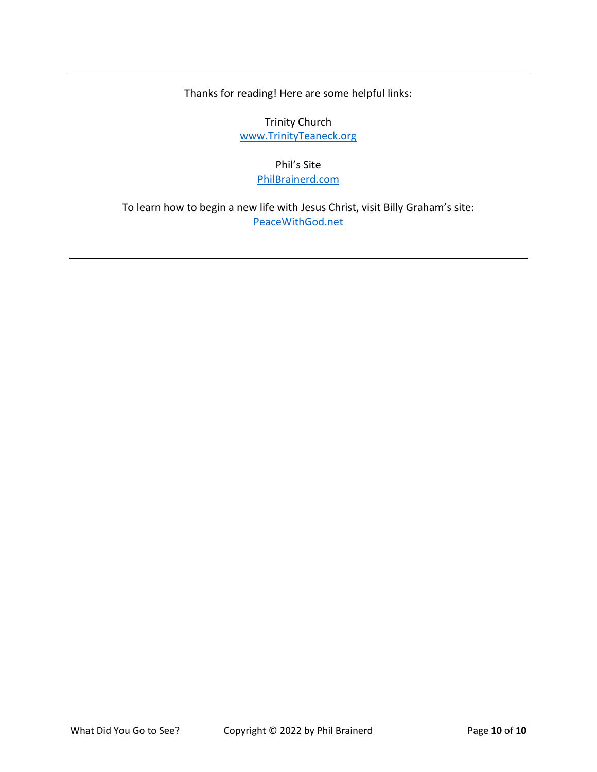---

Thanks for reading! Here are some helpful links:

Trinity Church
[www.TrinityTeaneck.org](http://www.TrinityTeaneck.org)

Phil's Site
[PhilBrainerd.com](http://PhilBrainerd.com)

To learn how to begin a new life with Jesus Christ, visit Billy Graham's site:
[PeaceWithGod.net](http://PeaceWithGod.net)

---